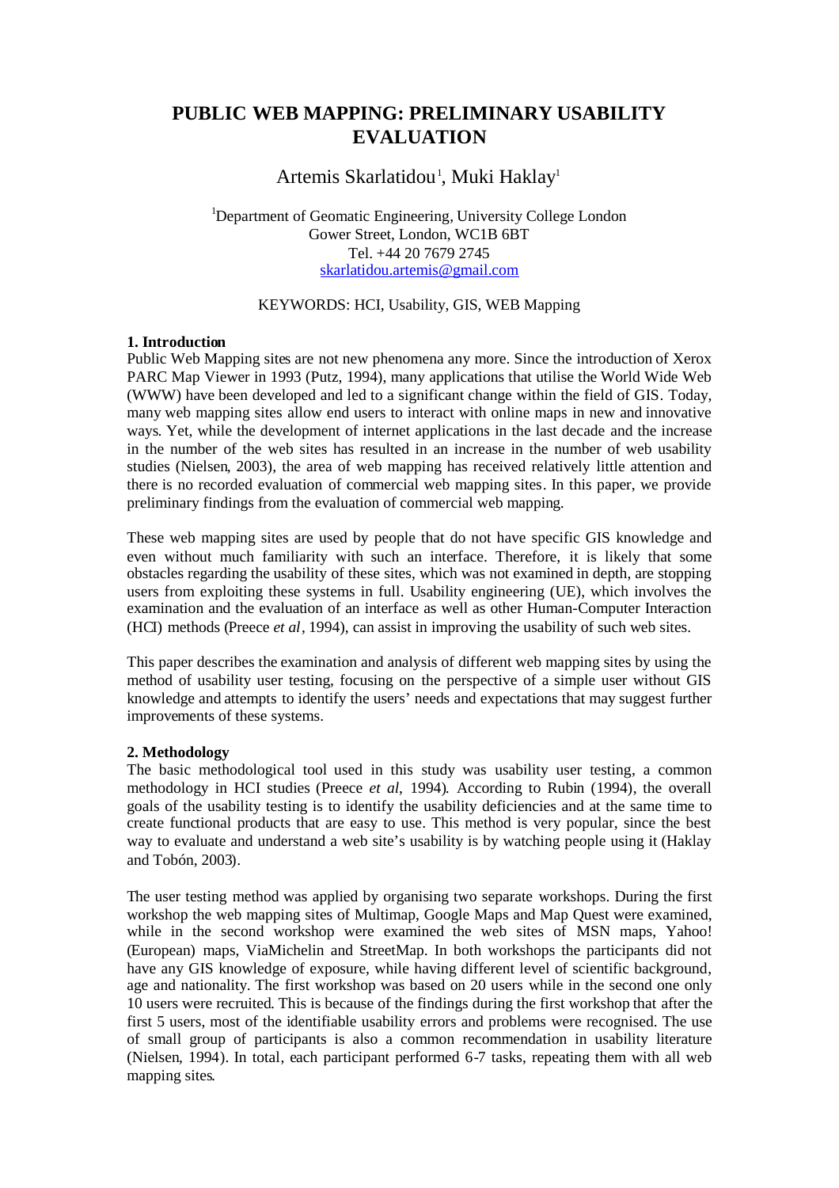# PUBLIC WEB MAPPING: PRELIMINARY USABILITY EVALUATION

Artemis Skarlatidou[1], Muki Haklay[1]

[1]Department of Geomatic Engineering, University College London
Gower Street, London, WC1B 6BT
Tel. +44 20 7679 2745
skarlatidou.artemis@gmail.com

KEYWORDS: HCI, Usability, GIS, WEB Mapping

## 1. Introduction

Public Web Mapping sites are not new phenomena any more. Since the introduction of Xerox PARC Map Viewer in 1993 (Putz, 1994), many applications that utilise the World Wide Web (WWW) have been developed and led to a significant change within the field of GIS. Today, many web mapping sites allow end users to interact with online maps in new and innovative ways. Yet, while the development of internet applications in the last decade and the increase in the number of the web sites has resulted in an increase in the number of web usability studies (Nielsen, 2003), the area of web mapping has received relatively little attention and there is no recorded evaluation of commercial web mapping sites. In this paper, we provide preliminary findings from the evaluation of commercial web mapping.

These web mapping sites are used by people that do not have specific GIS knowledge and even without much familiarity with such an interface. Therefore, it is likely that some obstacles regarding the usability of these sites, which was not examined in depth, are stopping users from exploiting these systems in full. Usability engineering (UE), which involves the examination and the evaluation of an interface as well as other Human-Computer Interaction (HCI) methods (Preece *et al*, 1994), can assist in improving the usability of such web sites.

This paper describes the examination and analysis of different web mapping sites by using the method of usability user testing, focusing on the perspective of a simple user without GIS knowledge and attempts to identify the users' needs and expectations that may suggest further improvements of these systems.

## 2. Methodology

The basic methodological tool used in this study was usability user testing, a common methodology in HCI studies (Preece *et al*, 1994). According to Rubin (1994), the overall goals of the usability testing is to identify the usability deficiencies and at the same time to create functional products that are easy to use. This method is very popular, since the best way to evaluate and understand a web site's usability is by watching people using it (Haklay and Tobón, 2003).

The user testing method was applied by organising two separate workshops. During the first workshop the web mapping sites of Multimap, Google Maps and Map Quest were examined, while in the second workshop were examined the web sites of MSN maps, Yahoo! (European) maps, ViaMichelin and StreetMap. In both workshops the participants did not have any GIS knowledge of exposure, while having different level of scientific background, age and nationality. The first workshop was based on 20 users while in the second one only 10 users were recruited. This is because of the findings during the first workshop that after the first 5 users, most of the identifiable usability errors and problems were recognised. The use of small group of participants is also a common recommendation in usability literature (Nielsen, 1994). In total, each participant performed 6-7 tasks, repeating them with all web mapping sites.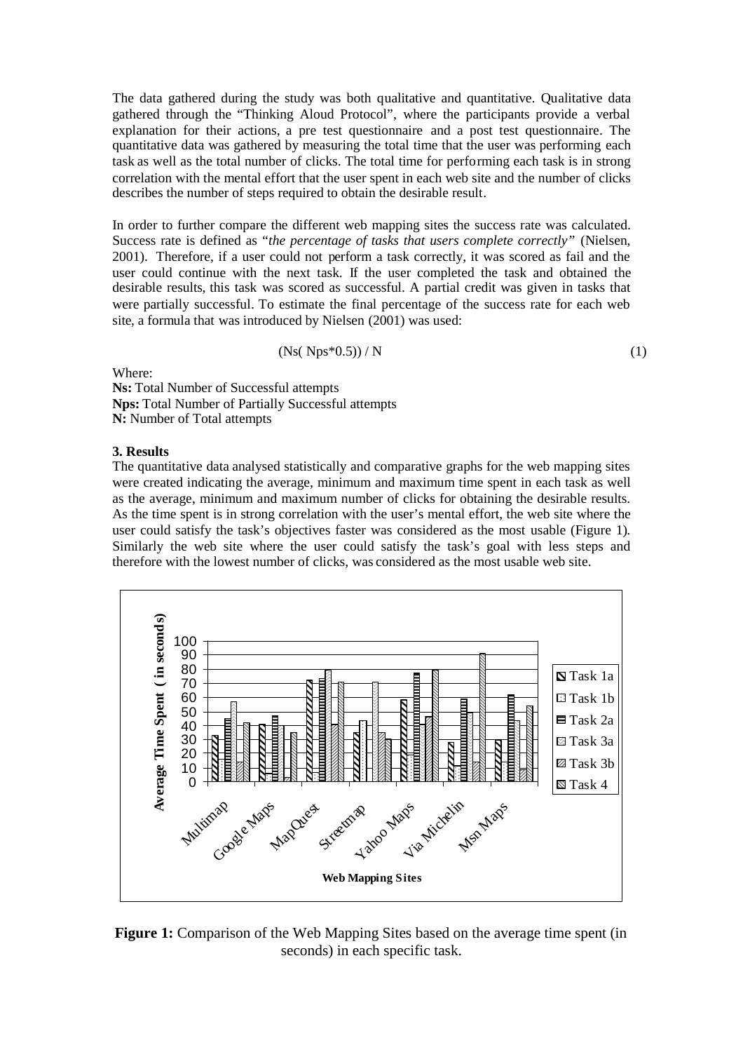The data gathered during the study was both qualitative and quantitative. Qualitative data gathered through the "Thinking Aloud Protocol", where the participants provide a verbal explanation for their actions, a pre test questionnaire and a post test questionnaire. The quantitative data was gathered by measuring the total time that the user was performing each task as well as the total number of clicks. The total time for performing each task is in strong correlation with the mental effort that the user spent in each web site and the number of clicks describes the number of steps required to obtain the desirable result.

In order to further compare the different web mapping sites the success rate was calculated. Success rate is defined as *"the percentage of tasks that users complete correctly"* (Nielsen, 2001). Therefore, if a user could not perform a task correctly, it was scored as fail and the user could continue with the next task. If the user completed the task and obtained the desirable results, this task was scored as successful. A partial credit was given in tasks that were partially successful. To estimate the final percentage of the success rate for each web site, a formula that was introduced by Nielsen (2001) was used:

$$(Ns( Nps*0.5)) / N \quad (1)$$

Where:
**Ns:** Total Number of Successful attempts
**Nps:** Total Number of Partially Successful attempts
**N:** Number of Total attempts

### 3. Results

The quantitative data analysed statistically and comparative graphs for the web mapping sites were created indicating the average, minimum and maximum time spent in each task as well as the average, minimum and maximum number of clicks for obtaining the desirable results. As the time spent is in strong correlation with the user's mental effort, the web site where the user could satisfy the task's objectives faster was considered as the most usable (Figure 1). Similarly the web site where the user could satisfy the task's goal with less steps and therefore with the lowest number of clicks, was considered as the most usable web site.

**Figure 1:** Comparison of the Web Mapping Sites based on the average time spent (in seconds) in each specific task.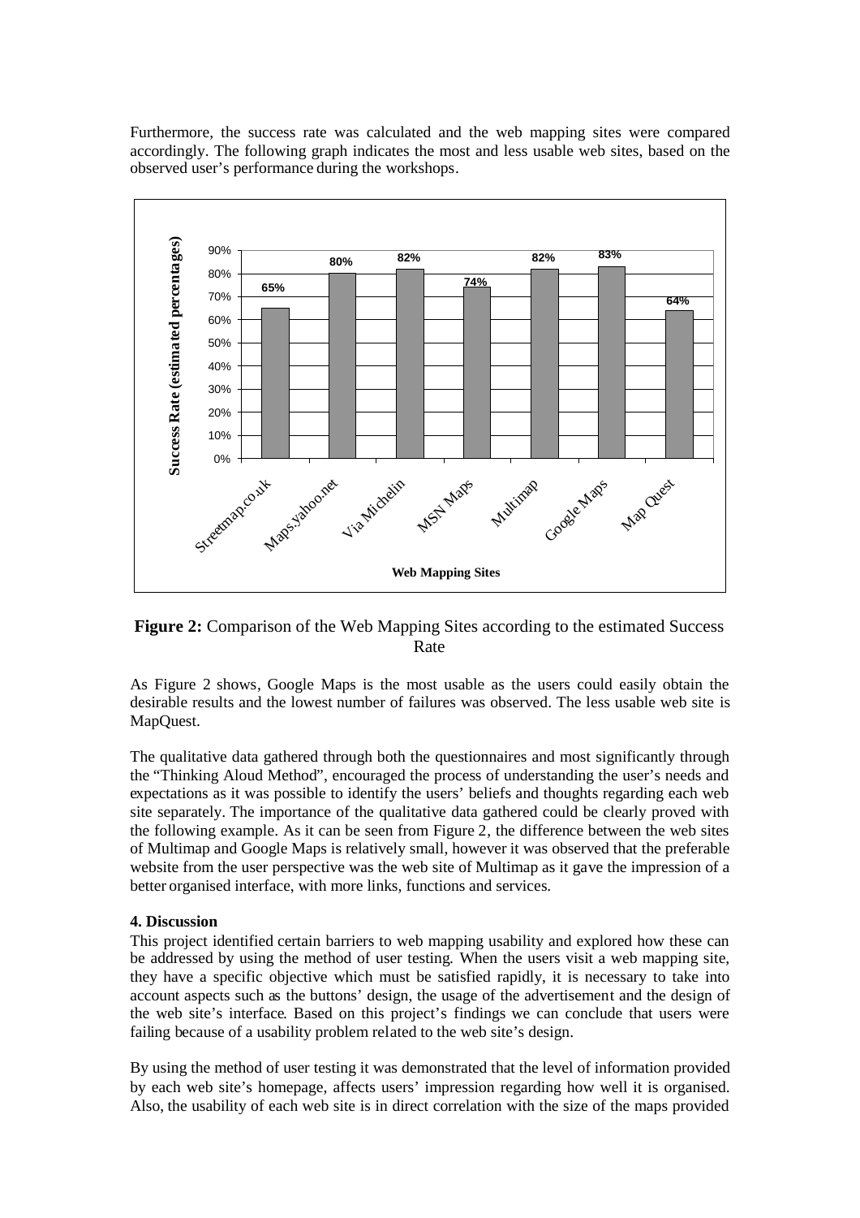Furthermore, the success rate was calculated and the web mapping sites were compared accordingly. The following graph indicates the most and less usable web sites, based on the observed user's performance during the workshops.

**Figure 2:** Comparison of the Web Mapping Sites according to the estimated Success Rate

As Figure 2 shows, Google Maps is the most usable as the users could easily obtain the desirable results and the lowest number of failures was observed. The less usable web site is MapQuest.

The qualitative data gathered through both the questionnaires and most significantly through the "Thinking Aloud Method", encouraged the process of understanding the user's needs and expectations as it was possible to identify the users' beliefs and thoughts regarding each web site separately. The importance of the qualitative data gathered could be clearly proved with the following example. As it can be seen from Figure 2, the difference between the web sites of Multimap and Google Maps is relatively small, however it was observed that the preferable website from the user perspective was the web site of Multimap as it gave the impression of a better organised interface, with more links, functions and services.

#### 4. Discussion

This project identified certain barriers to web mapping usability and explored how these can be addressed by using the method of user testing. When the users visit a web mapping site, they have a specific objective which must be satisfied rapidly, it is necessary to take into account aspects such as the buttons' design, the usage of the advertisement and the design of the web site's interface. Based on this project's findings we can conclude that users were failing because of a usability problem related to the web site's design.

By using the method of user testing it was demonstrated that the level of information provided by each web site's homepage, affects users' impression regarding how well it is organised. Also, the usability of each web site is in direct correlation with the size of the maps provided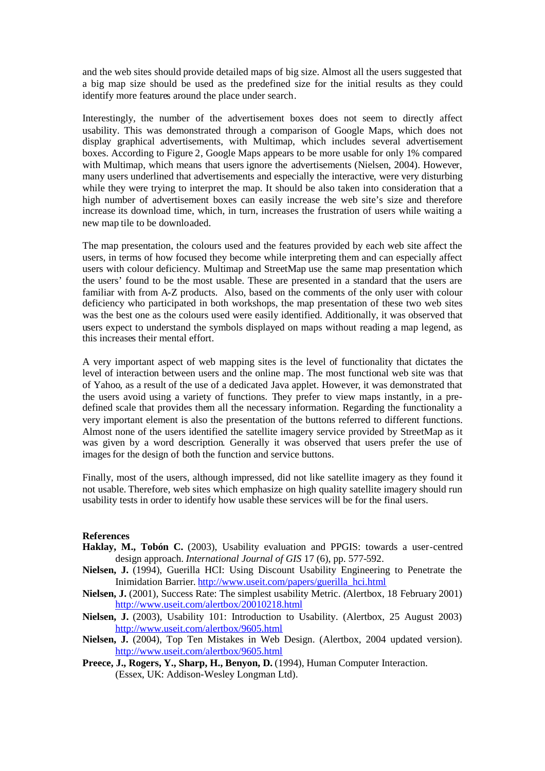and the web sites should provide detailed maps of big size. Almost all the users suggested that a big map size should be used as the predefined size for the initial results as they could identify more features around the place under search.

Interestingly, the number of the advertisement boxes does not seem to directly affect usability. This was demonstrated through a comparison of Google Maps, which does not display graphical advertisements, with Multimap, which includes several advertisement boxes. According to Figure 2, Google Maps appears to be more usable for only 1% compared with Multimap, which means that users ignore the advertisements (Nielsen, 2004). However, many users underlined that advertisements and especially the interactive, were very disturbing while they were trying to interpret the map. It should be also taken into consideration that a high number of advertisement boxes can easily increase the web site's size and therefore increase its download time, which, in turn, increases the frustration of users while waiting a new map tile to be downloaded.

The map presentation, the colours used and the features provided by each web site affect the users, in terms of how focused they become while interpreting them and can especially affect users with colour deficiency. Multimap and StreetMap use the same map presentation which the users' found to be the most usable. These are presented in a standard that the users are familiar with from A-Z products. Also, based on the comments of the only user with colour deficiency who participated in both workshops, the map presentation of these two web sites was the best one as the colours used were easily identified. Additionally, it was observed that users expect to understand the symbols displayed on maps without reading a map legend, as this increases their mental effort.

A very important aspect of web mapping sites is the level of functionality that dictates the level of interaction between users and the online map. The most functional web site was that of Yahoo, as a result of the use of a dedicated Java applet. However, it was demonstrated that the users avoid using a variety of functions. They prefer to view maps instantly, in a pre-defined scale that provides them all the necessary information. Regarding the functionality a very important element is also the presentation of the buttons referred to different functions. Almost none of the users identified the satellite imagery service provided by StreetMap as it was given by a word description. Generally it was observed that users prefer the use of images for the design of both the function and service buttons.

Finally, most of the users, although impressed, did not like satellite imagery as they found it not usable. Therefore, web sites which emphasize on high quality satellite imagery should run usability tests in order to identify how usable these services will be for the final users.

**References**

**Haklay, M., Tobón C.** (2003), Usability evaluation and PPGIS: towards a user-centred design approach. *International Journal of GIS* 17 (6), pp. 577-592.

**Nielsen, J.** (1994), Guerilla HCI: Using Discount Usability Engineering to Penetrate the Inimidation Barrier. http://www.useit.com/papers/guerilla_hci.html

**Nielsen, J.** (2001), Success Rate: The simplest usability Metric. (Alertbox, 18 February 2001) http://www.useit.com/alertbox/20010218.html

**Nielsen, J.** (2003), Usability 101: Introduction to Usability. (Alertbox, 25 August 2003) http://www.useit.com/alertbox/9605.html

**Nielsen, J.** (2004), Top Ten Mistakes in Web Design. (Alertbox, 2004 updated version). http://www.useit.com/alertbox/9605.html

**Preece, J., Rogers, Y., Sharp, H., Benyon, D.** (1994), Human Computer Interaction. (Essex, UK: Addison-Wesley Longman Ltd).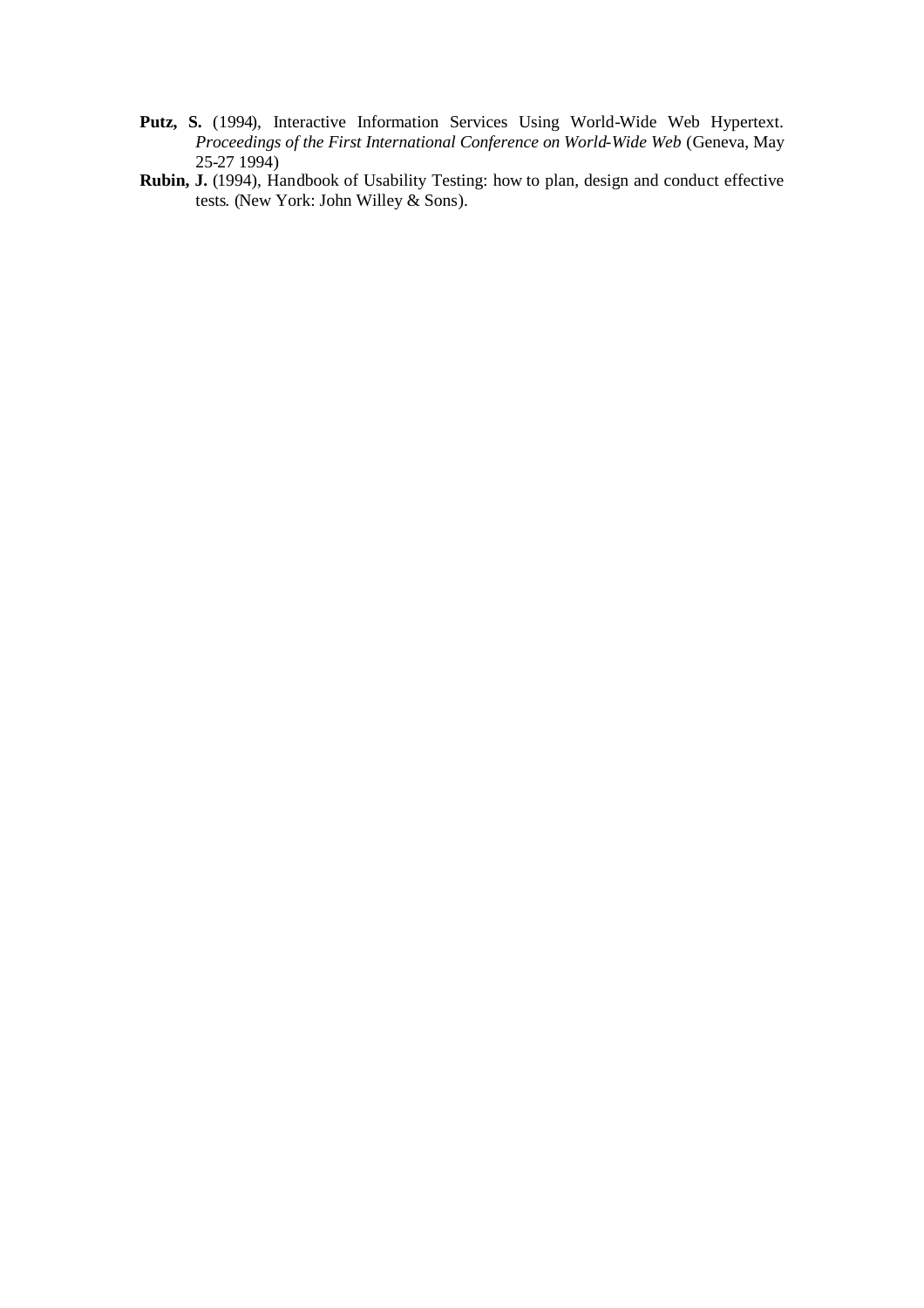**Putz, S.** (1994), Interactive Information Services Using World-Wide Web Hypertext. *Proceedings of the First International Conference on World-Wide Web* (Geneva, May 25-27 1994)

**Rubin, J.** (1994), Handbook of Usability Testing: how to plan, design and conduct effective tests. (New York: John Willey & Sons).